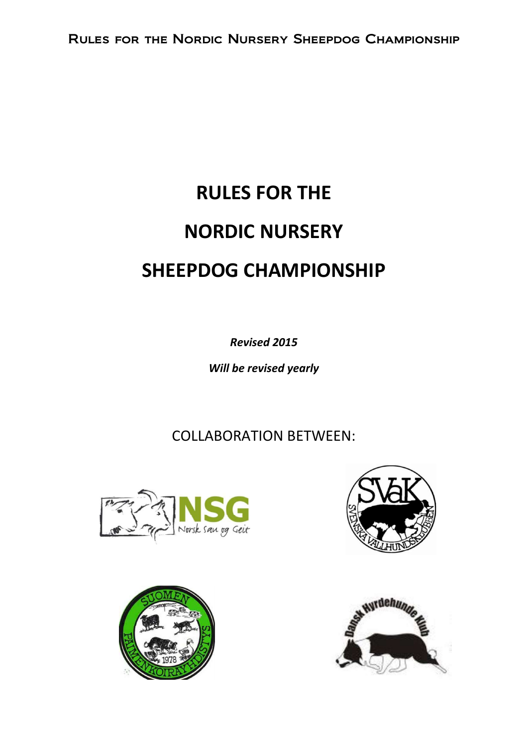# RULES FOR THE

# NORDIC NURSERY

# SHEEPDOG CHAMPIONSHIP

***Revised 2015***

***Will be revised yearly***

COLLABORATION BETWEEN: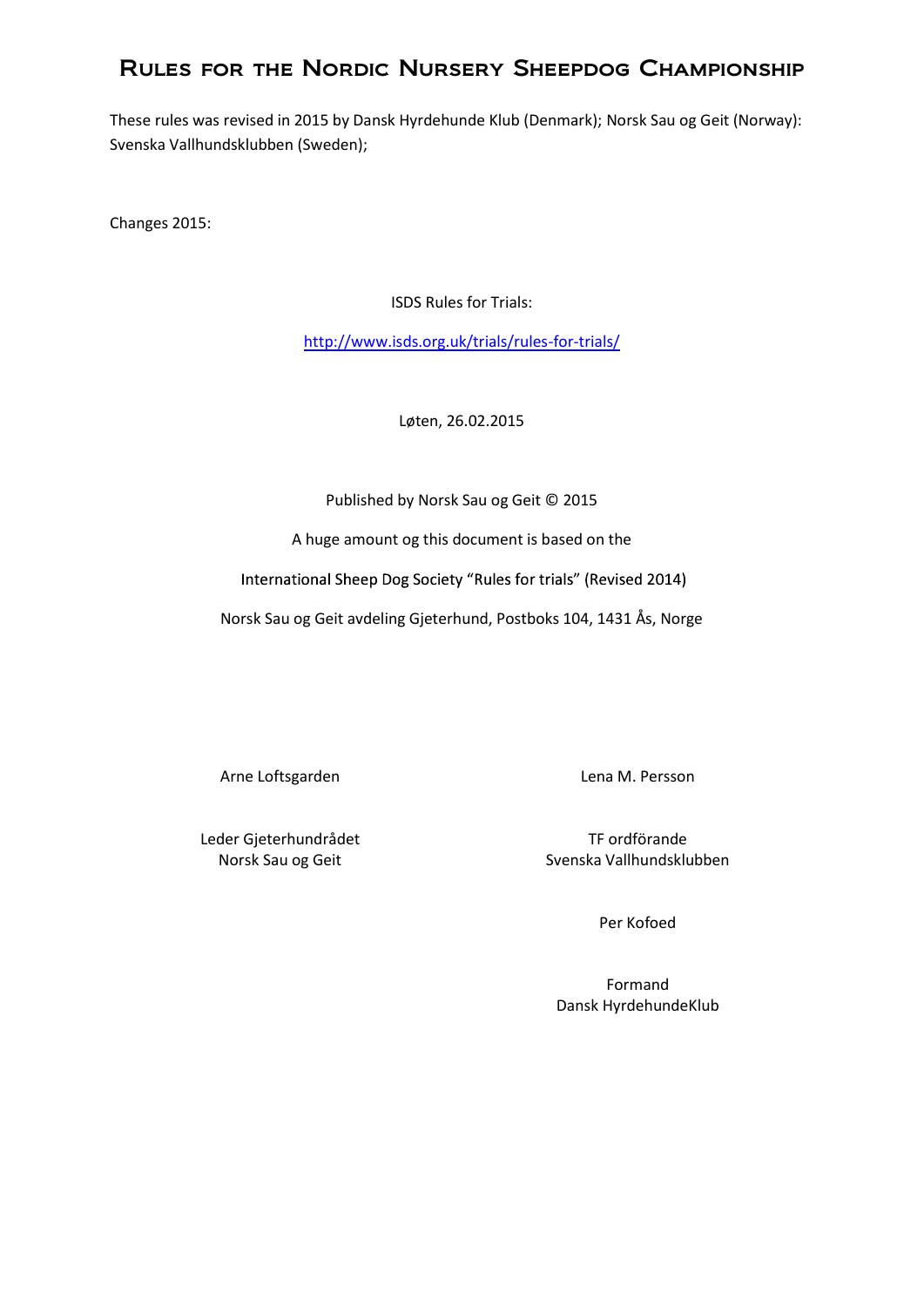# Rules for the Nordic Nursery Sheepdog Championship

These rules was revised in 2015 by Dansk Hyrdehunde Klub (Denmark); Norsk Sau og Geit (Norway): Svenska Vallhundsklubben (Sweden);

Changes 2015:

ISDS Rules for Trials:

http://www.isds.org.uk/trials/rules-for-trials/

Løten, 26.02.2015

Published by Norsk Sau og Geit © 2015

A huge amount og this document is based on the

International Sheep Dog Society "Rules for trials" (Revised 2014)

Norsk Sau og Geit avdeling Gjeterhund, Postboks 104, 1431 Ås, Norge

Arne Loftsgarden

Leder Gjeterhundrådet
Norsk Sau og Geit

Lena M. Persson

TF ordförande
Svenska Vallhundsklubben

Per Kofoed

Formand
Dansk HyrdehundeKlub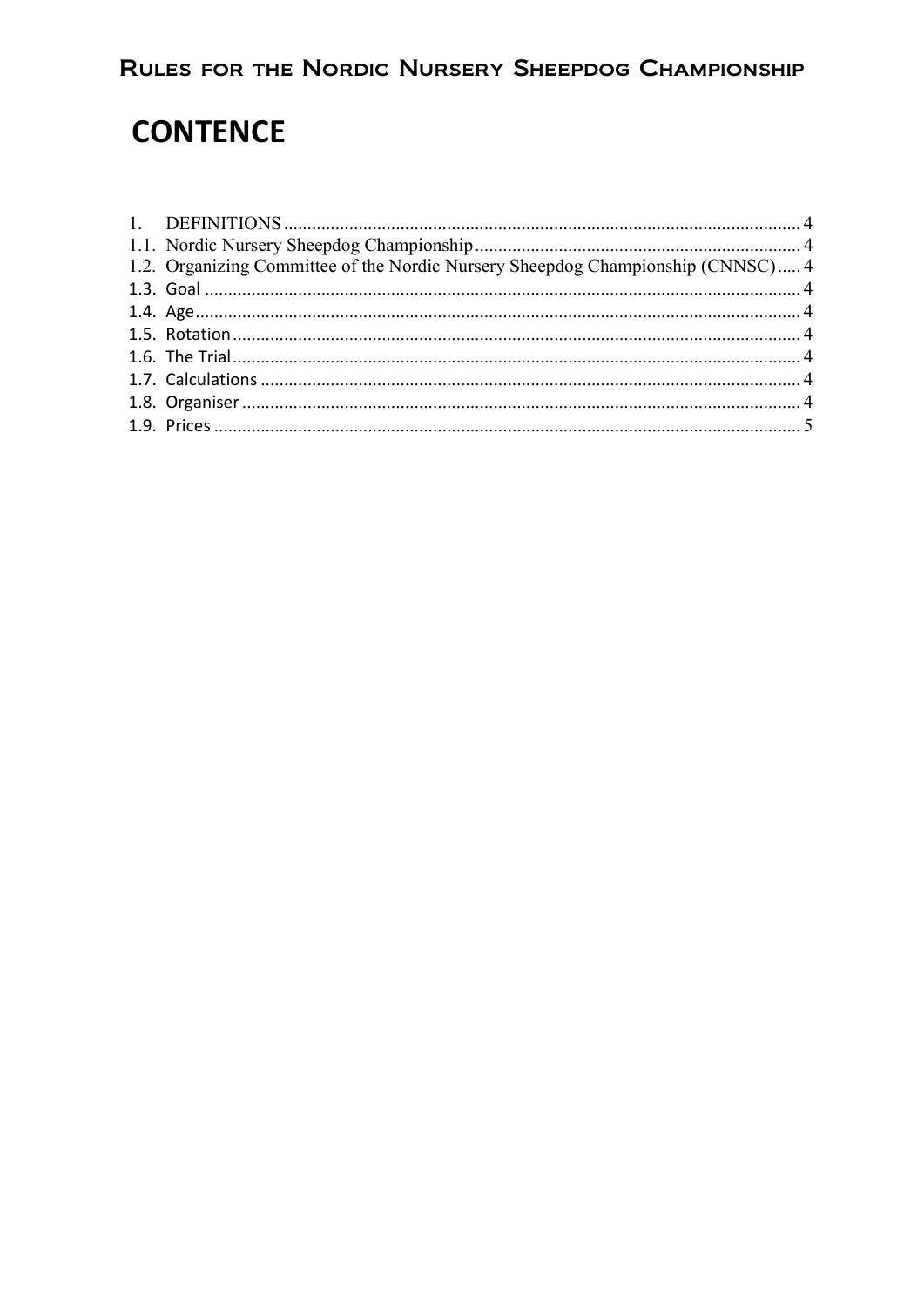# CONTENCE

1. DEFINITIONS ..... 4
1.1. Nordic Nursery Sheepdog Championship ..... 4
1.2. Organizing Committee of the Nordic Nursery Sheepdog Championship (CNNSC) ..... 4
1.3. Goal ..... 4
1.4. Age ..... 4
1.5. Rotation ..... 4
1.6. The Trial ..... 4
1.7. Calculations ..... 4
1.8. Organiser ..... 4
1.9. Prices ..... 5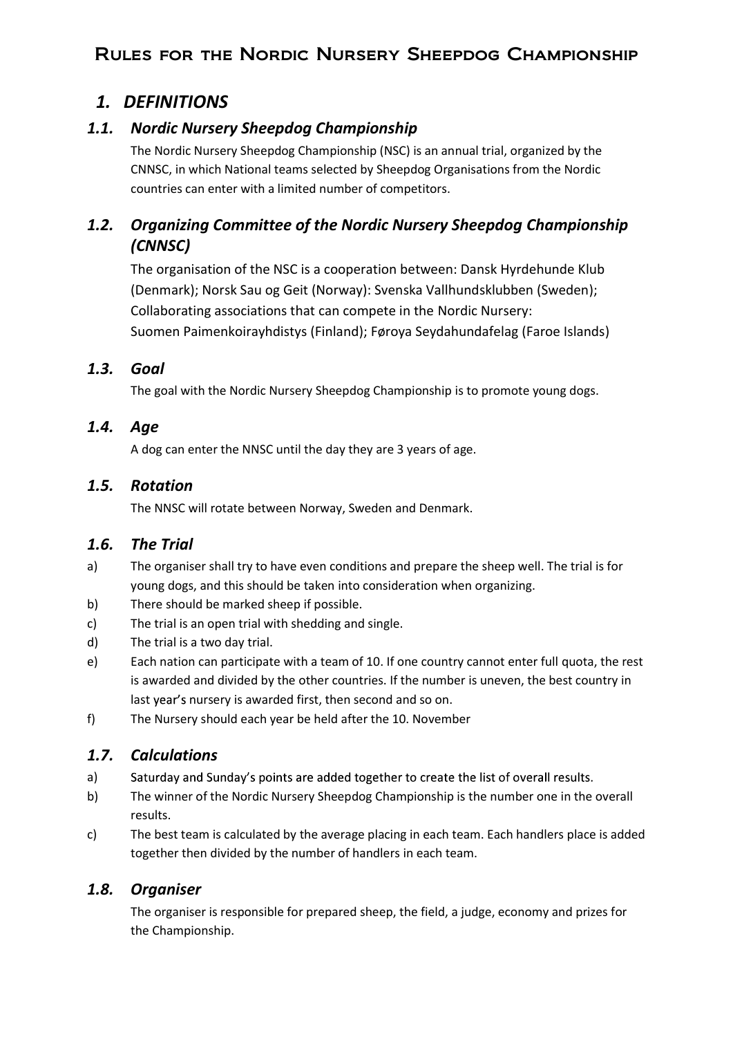# Rules for the Nordic Nursery Sheepdog Championship

## *1. DEFINITIONS*

### *1.1. Nordic Nursery Sheepdog Championship*

The Nordic Nursery Sheepdog Championship (NSC) is an annual trial, organized by the CNNSC, in which National teams selected by Sheepdog Organisations from the Nordic countries can enter with a limited number of competitors.

### *1.2. Organizing Committee of the Nordic Nursery Sheepdog Championship (CNNSC)*

The organisation of the NSC is a cooperation between: Dansk Hyrdehunde Klub (Denmark); Norsk Sau og Geit (Norway): Svenska Vallhundsklubben (Sweden);
Collaborating associations that can compete in the Nordic Nursery:
Suomen Paimenkoirayhdistys (Finland); Føroya Seydahundafelag (Faroe Islands)

### *1.3. Goal*

The goal with the Nordic Nursery Sheepdog Championship is to promote young dogs.

### *1.4. Age*

A dog can enter the NNSC until the day they are 3 years of age.

### *1.5. Rotation*

The NNSC will rotate between Norway, Sweden and Denmark.

### *1.6. The Trial*

a) The organiser shall try to have even conditions and prepare the sheep well. The trial is for young dogs, and this should be taken into consideration when organizing.
b) There should be marked sheep if possible.
c) The trial is an open trial with shedding and single.
d) The trial is a two day trial.
e) Each nation can participate with a team of 10. If one country cannot enter full quota, the rest is awarded and divided by the other countries. If the number is uneven, the best country in last year's nursery is awarded first, then second and so on.
f) The Nursery should each year be held after the 10. November

### *1.7. Calculations*

a) Saturday and Sunday's points are added together to create the list of overall results.
b) The winner of the Nordic Nursery Sheepdog Championship is the number one in the overall results.
c) The best team is calculated by the average placing in each team. Each handlers place is added together then divided by the number of handlers in each team.

### *1.8. Organiser*

The organiser is responsible for prepared sheep, the field, a judge, economy and prizes for the Championship.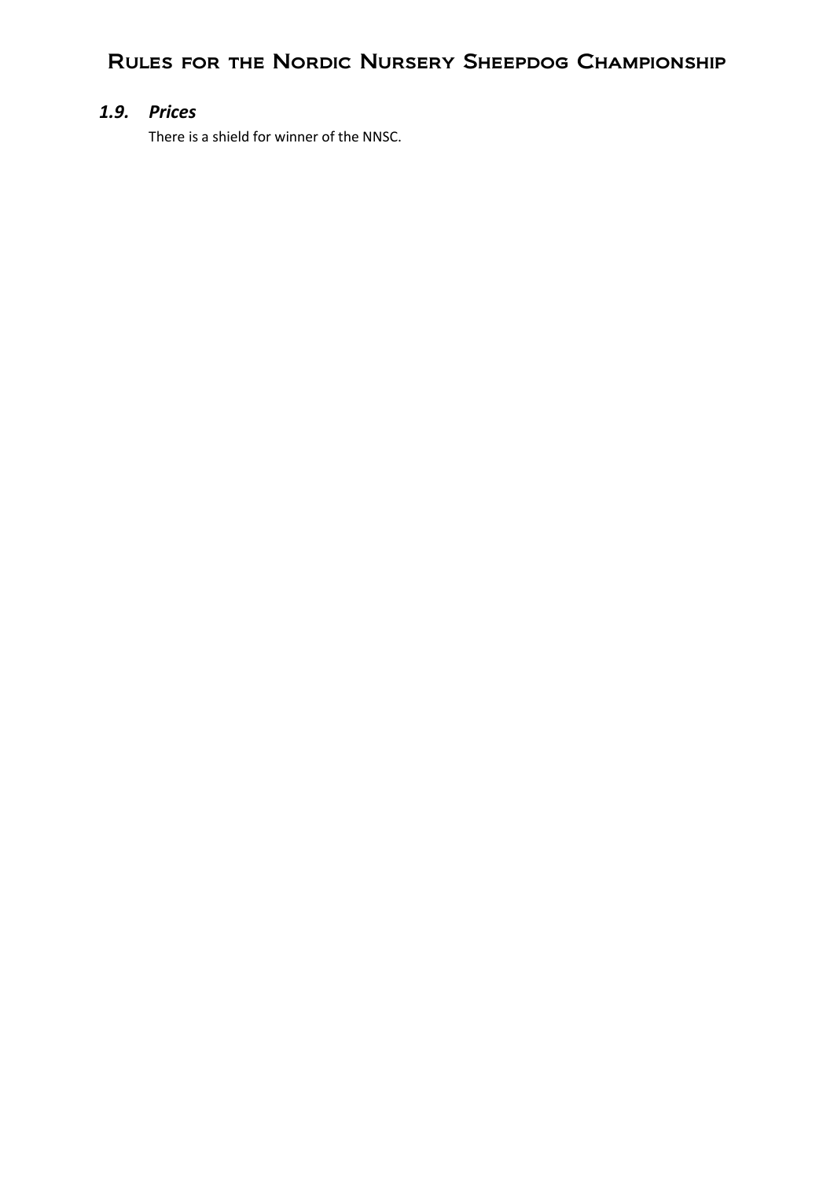### *1.9. Prices*

There is a shield for winner of the NNSC.